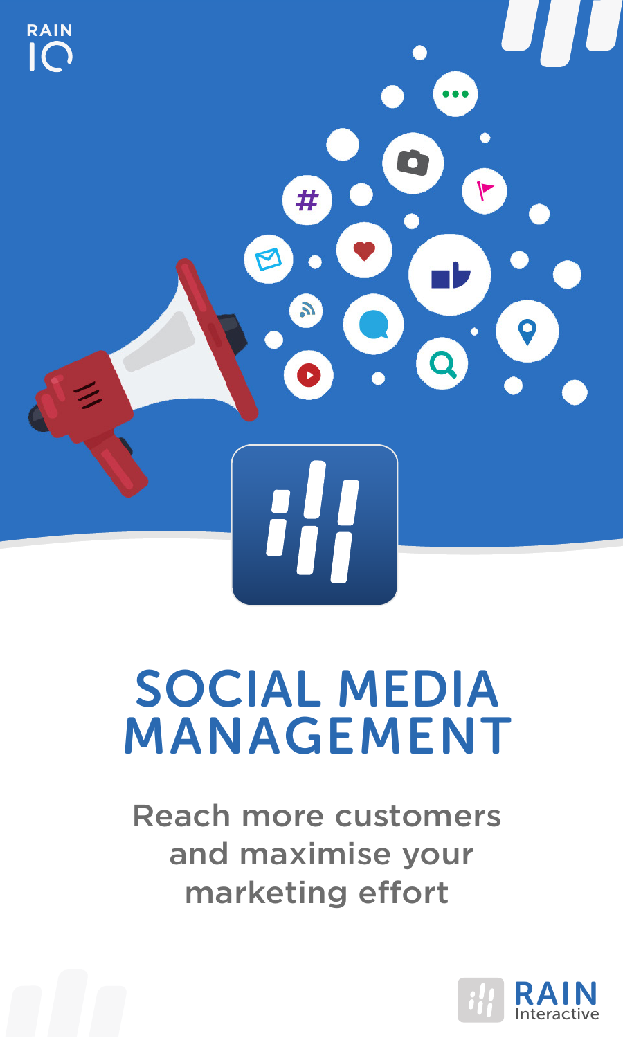RAIN IQ

# SOCIAL MEDIA MANAGEMENT

Reach more customers and maximise your marketing effort

RAIN Interactive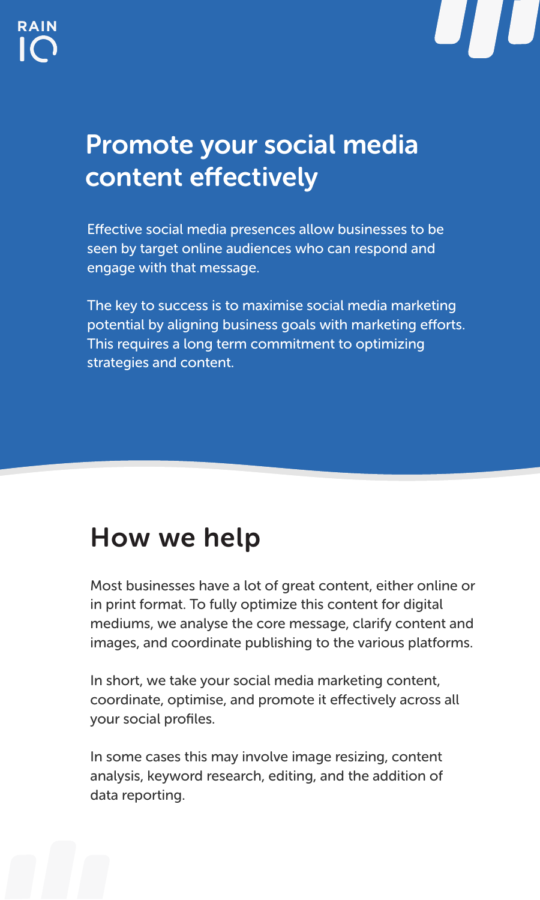## Promote your social media content effectively

Effective social media presences allow businesses to be seen by target online audiences who can respond and engage with that message.

The key to success is to maximise social media marketing potential by aligning business goals with marketing efforts. This requires a long term commitment to optimizing strategies and content.

## How we help

Most businesses have a lot of great content, either online or in print format. To fully optimize this content for digital mediums, we analyse the core message, clarify content and images, and coordinate publishing to the various platforms.

In short, we take your social media marketing content, coordinate, optimise, and promote it effectively across all your social profiles.

In some cases this may involve image resizing, content analysis, keyword research, editing, and the addition of data reporting.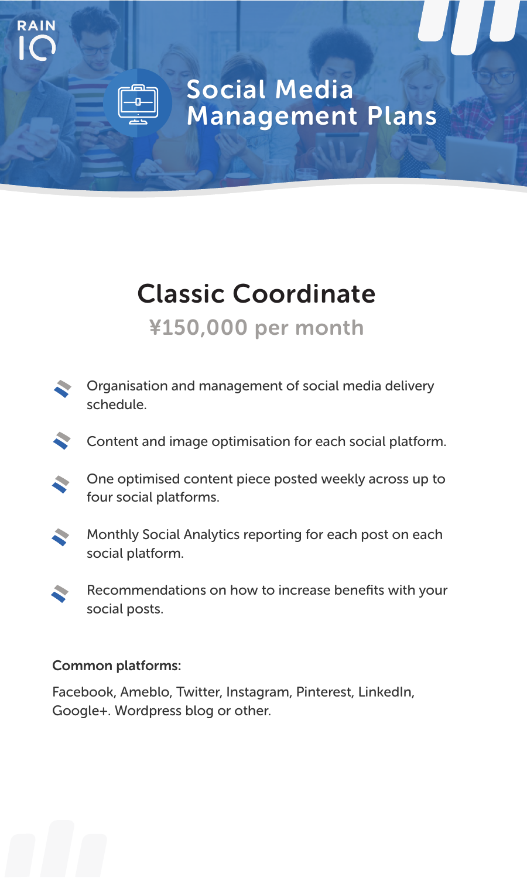RAIN IO

# Social Media Management Plans

## Classic Coordinate

### ¥150,000 per month

- Organisation and management of social media delivery schedule.
- Content and image optimisation for each social platform.
- One optimised content piece posted weekly across up to four social platforms.
- Monthly Social Analytics reporting for each post on each social platform.
- Recommendations on how to increase benefits with your social posts.

**Common platforms:**

Facebook, Ameblo, Twitter, Instagram, Pinterest, LinkedIn, Google+. Wordpress blog or other.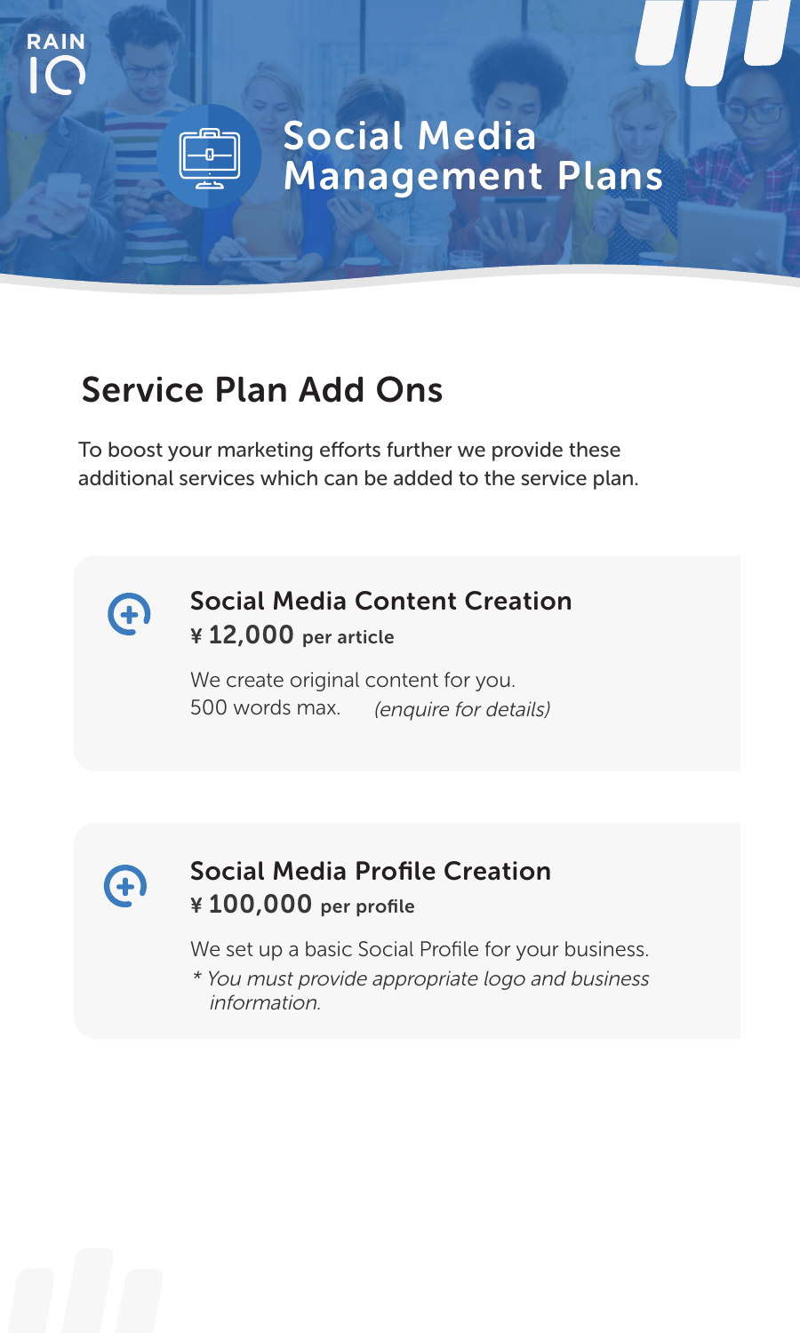RAIN IO

# Social Media Management Plans

## Service Plan Add Ons

To boost your marketing efforts further we provide these additional services which can be added to the service plan.

### Social Media Content Creation

**¥ 12,000 per article**

We create original content for you.
500 words max. *(enquire for details)*

### Social Media Profile Creation

**¥ 100,000 per profile**

We set up a basic Social Profile for your business.
*\* You must provide appropriate logo and business information.*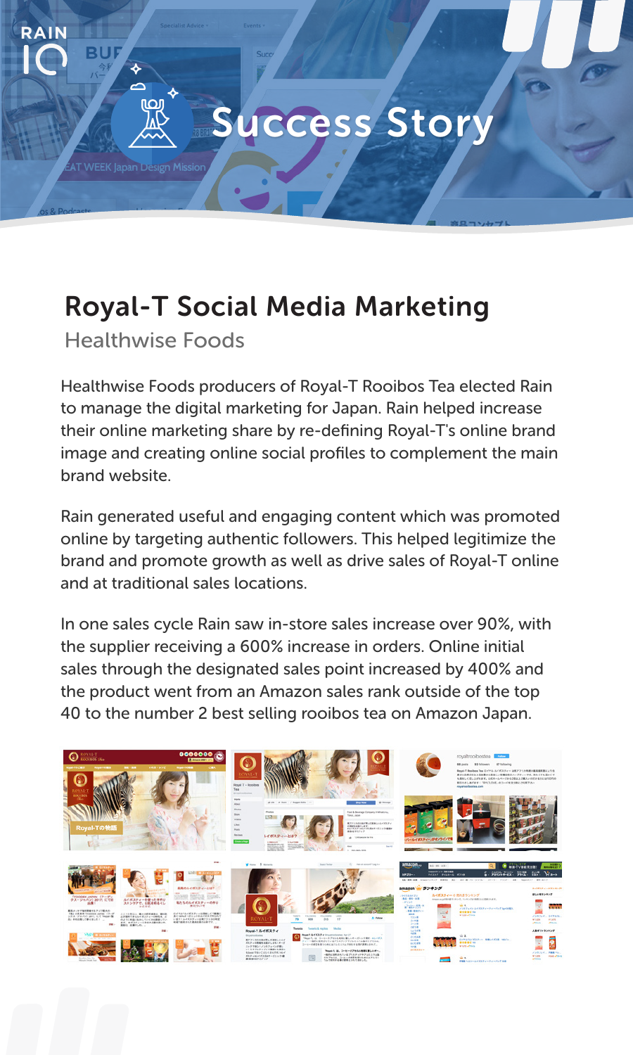# Success Story

## Royal-T Social Media Marketing

### Healthwise Foods

Healthwise Foods producers of Royal-T Rooibos Tea elected Rain to manage the digital marketing for Japan. Rain helped increase their online marketing share by re-defining Royal-T's online brand image and creating online social profiles to complement the main brand website.

Rain generated useful and engaging content which was promoted online by targeting authentic followers. This helped legitimize the brand and promote growth as well as drive sales of Royal-T online and at traditional sales locations.

In one sales cycle Rain saw in-store sales increase over 90%, with the supplier receiving a 600% increase in orders. Online initial sales through the designated sales point increased by 400% and the product went from an Amazon sales rank outside of the top 40 to the number 2 best selling rooibos tea on Amazon Japan.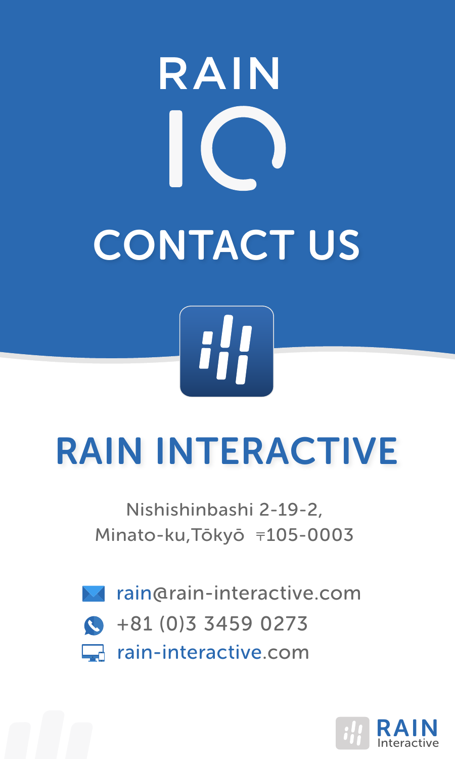# RAIN IQ

# CONTACT US

## RAIN INTERACTIVE

Nishishinbashi 2-19-2,
Minato-ku,Tōkyō 〒105-0003

rain@rain-interactive.com

+81 (0)3 3459 0273

rain-interactive.com

RAIN Interactive